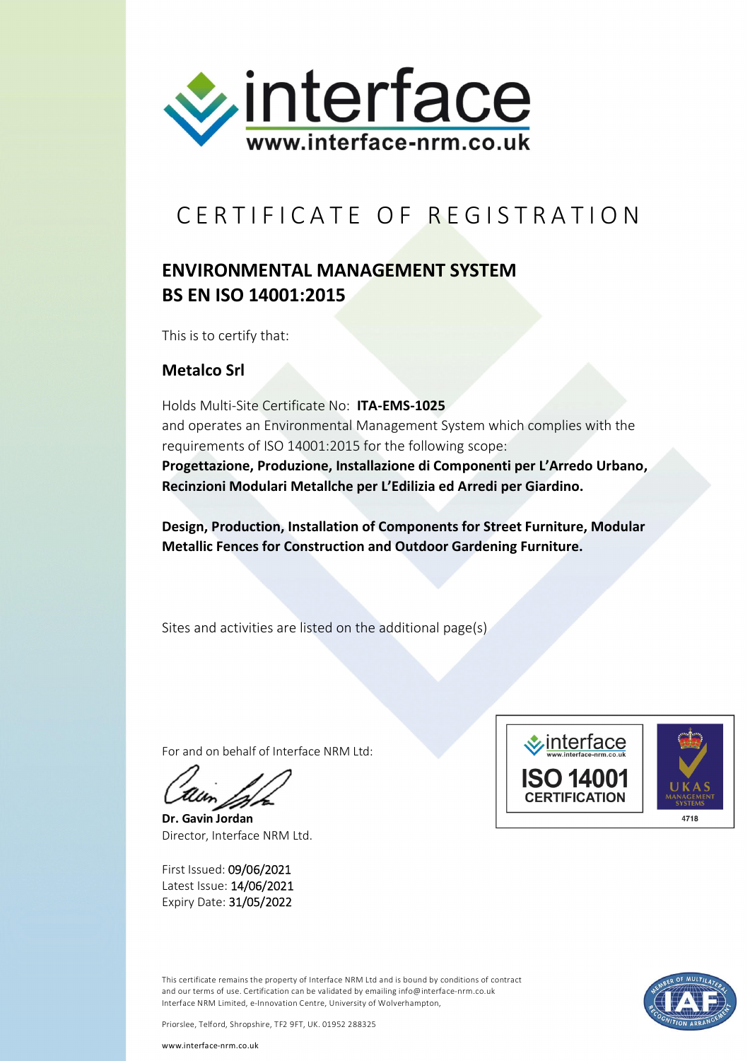interface
www.interface-nrm.co.uk

# CERTIFICATE OF REGISTRATION

## ENVIRONMENTAL MANAGEMENT SYSTEM
## BS EN ISO 14001:2015

This is to certify that:

### Metalco Srl

Holds Multi-Site Certificate No: **ITA-EMS-1025**
and operates an Environmental Management System which complies with the requirements of ISO 14001:2015 for the following scope:
**Progettazione, Produzione, Installazione di Componenti per L'Arredo Urbano, Recinzioni Modulari Metallche per L'Edilizia ed Arredi per Giardino.**

**Design, Production, Installation of Components for Street Furniture, Modular Metallic Fences for Construction and Outdoor Gardening Furniture.**

Sites and activities are listed on the additional page(s)

For and on behalf of Interface NRM Ltd:

**Dr. Gavin Jordan**
Director, Interface NRM Ltd.

First Issued: 09/06/2021
Latest Issue: 14/06/2021
Expiry Date: 31/05/2022

interface www.interface-nrm.co.uk ISO 14001 CERTIFICATION

UKAS MANAGEMENT SYSTEMS 4718

This certificate remains the property of Interface NRM Ltd and is bound by conditions of contract and our terms of use. Certification can be validated by emailing info@interface-nrm.co.uk
Interface NRM Limited, e-Innovation Centre, University of Wolverhampton,

Priorslee, Telford, Shropshire, TF2 9FT, UK. 01952 288325

www.interface-nrm.co.uk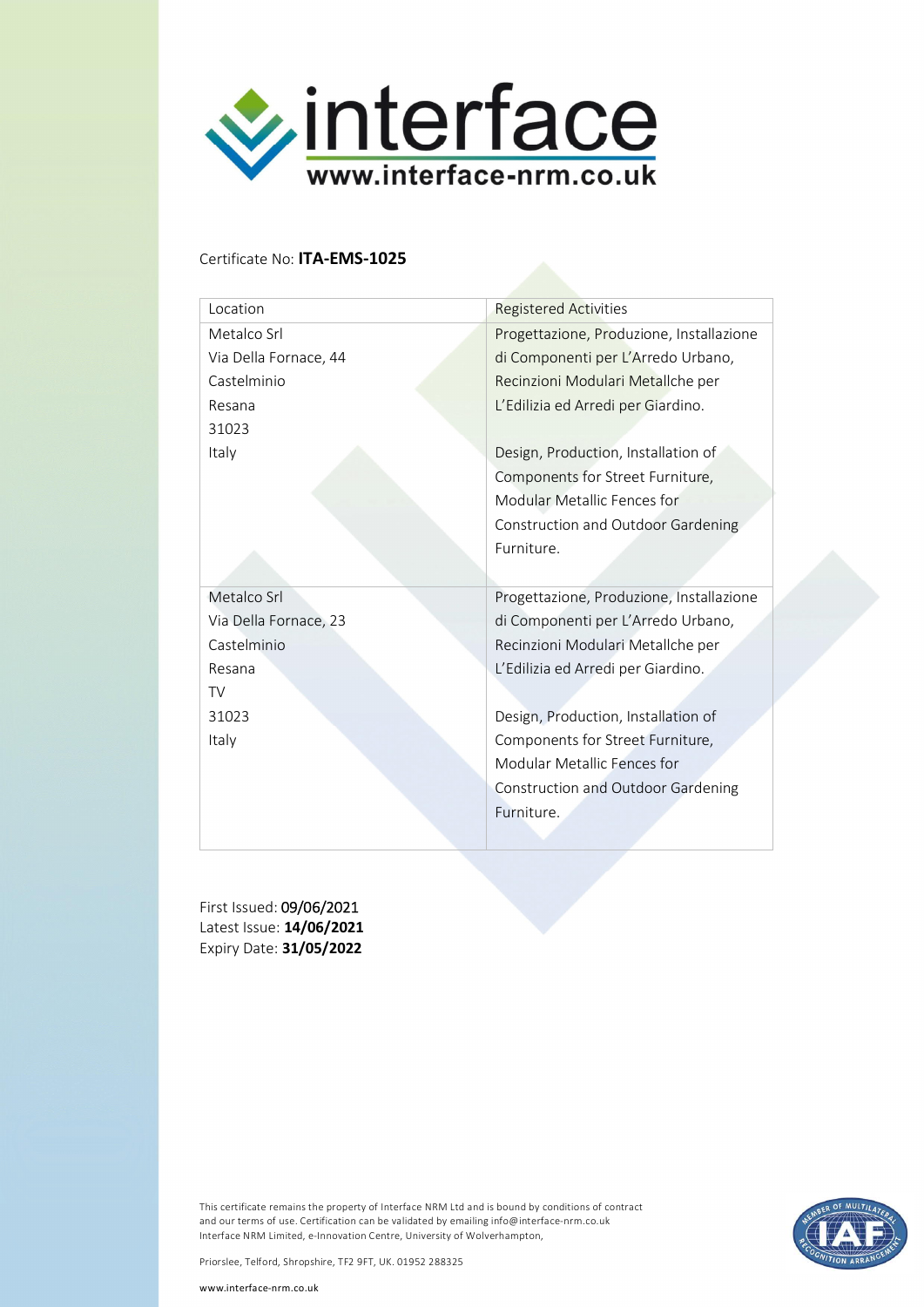Certificate No: **ITA-EMS-1025**

| Location | Registered Activities |
| --- | --- |
| Metalco Srl<br>Via Della Fornace, 44<br>Castelminio<br>Resana<br>31023<br>Italy | Progettazione, Produzione, Installazione di Componenti per L'Arredo Urbano, Recinzioni Modulari Metallche per L'Edilizia ed Arredi per Giardino.<br><br>Design, Production, Installation of Components for Street Furniture, Modular Metallic Fences for Construction and Outdoor Gardening Furniture. |
| Metalco Srl<br>Via Della Fornace, 23<br>Castelminio<br>Resana<br>TV<br>31023<br>Italy | Progettazione, Produzione, Installazione di Componenti per L'Arredo Urbano, Recinzioni Modulari Metallche per L'Edilizia ed Arredi per Giardino.<br><br>Design, Production, Installation of Components for Street Furniture, Modular Metallic Fences for Construction and Outdoor Gardening Furniture. |

First Issued: 09/06/2021
Latest Issue: **14/06/2021**
Expiry Date: **31/05/2022**

This certificate remains the property of Interface NRM Ltd and is bound by conditions of contract and our terms of use. Certification can be validated by emailing info@interface-nrm.co.uk
Interface NRM Limited, e-Innovation Centre, University of Wolverhampton,

Priorslee, Telford, Shropshire, TF2 9FT, UK. 01952 288325

www.interface-nrm.co.uk